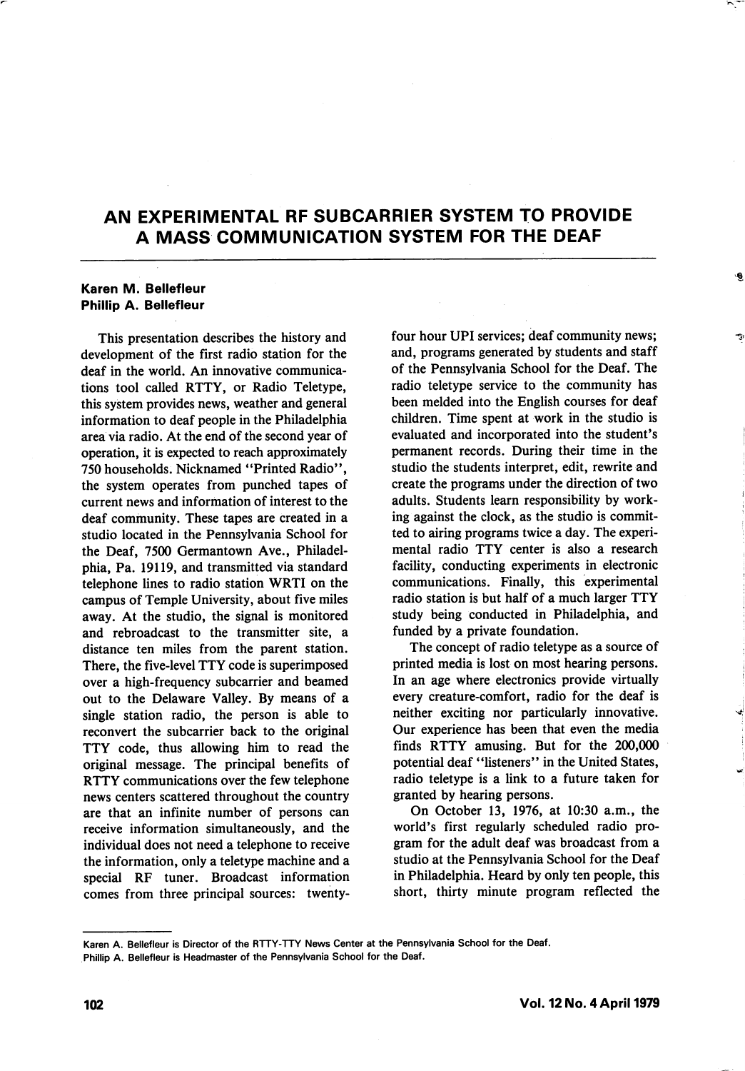# AN EXPERIMENTAL RF SUBCARRIER SYSTEM TO PROVIDE A MASS COMMUNICATION SYSTEM FOR THE DEAF

**Karen M. Bellefleur**
**Phillip A. Bellefleur**

This presentation describes the history and development of the first radio station for the deaf in the world. An innovative communications tool called RTTY, or Radio Teletype, this system provides news, weather and general information to deaf people in the Philadelphia area via radio. At the end of the second year of operation, it is expected to reach approximately 750 households. Nicknamed "Printed Radio", the system operates from punched tapes of current news and information of interest to the deaf community. These tapes are created in a studio located in the Pennsylvania School for the Deaf, 7500 Germantown Ave., Philadelphia, Pa. 19119, and transmitted via standard telephone lines to radio station WRTI on the campus of Temple University, about five miles away. At the studio, the signal is monitored and rebroadcast to the transmitter site, a distance ten miles from the parent station. There, the five-level TTY code is superimposed over a high-frequency subcarrier and beamed out to the Delaware Valley. By means of a single station radio, the person is able to reconvert the subcarrier back to the original TTY code, thus allowing him to read the original message. The principal benefits of RTTY communications over the few telephone news centers scattered throughout the country are that an infinite number of persons can receive information simultaneously, and the individual does not need a telephone to receive the information, only a teletype machine and a special RF tuner. Broadcast information comes from three principal sources: twenty-four hour UPI services; deaf community news; and, programs generated by students and staff of the Pennsylvania School for the Deaf. The radio teletype service to the community has been melded into the English courses for deaf children. Time spent at work in the studio is evaluated and incorporated into the student's permanent records. During their time in the studio the students interpret, edit, rewrite and create the programs under the direction of two adults. Students learn responsibility by working against the clock, as the studio is committed to airing programs twice a day. The experimental radio TTY center is also a research facility, conducting experiments in electronic communications. Finally, this experimental radio station is but half of a much larger TTY study being conducted in Philadelphia, and funded by a private foundation.

The concept of radio teletype as a source of printed media is lost on most hearing persons. In an age where electronics provide virtually every creature-comfort, radio for the deaf is neither exciting nor particularly innovative. Our experience has been that even the media finds RTTY amusing. But for the 200,000 potential deaf "listeners" in the United States, radio teletype is a link to a future taken for granted by hearing persons.

On October 13, 1976, at 10:30 a.m., the world's first regularly scheduled radio program for the adult deaf was broadcast from a studio at the Pennsylvania School for the Deaf in Philadelphia. Heard by only ten people, this short, thirty minute program reflected the

---

Karen A. Bellefleur is Director of the RTTY-TTY News Center at the Pennsylvania School for the Deaf.
Phillip A. Bellefleur is Headmaster of the Pennsylvania School for the Deaf.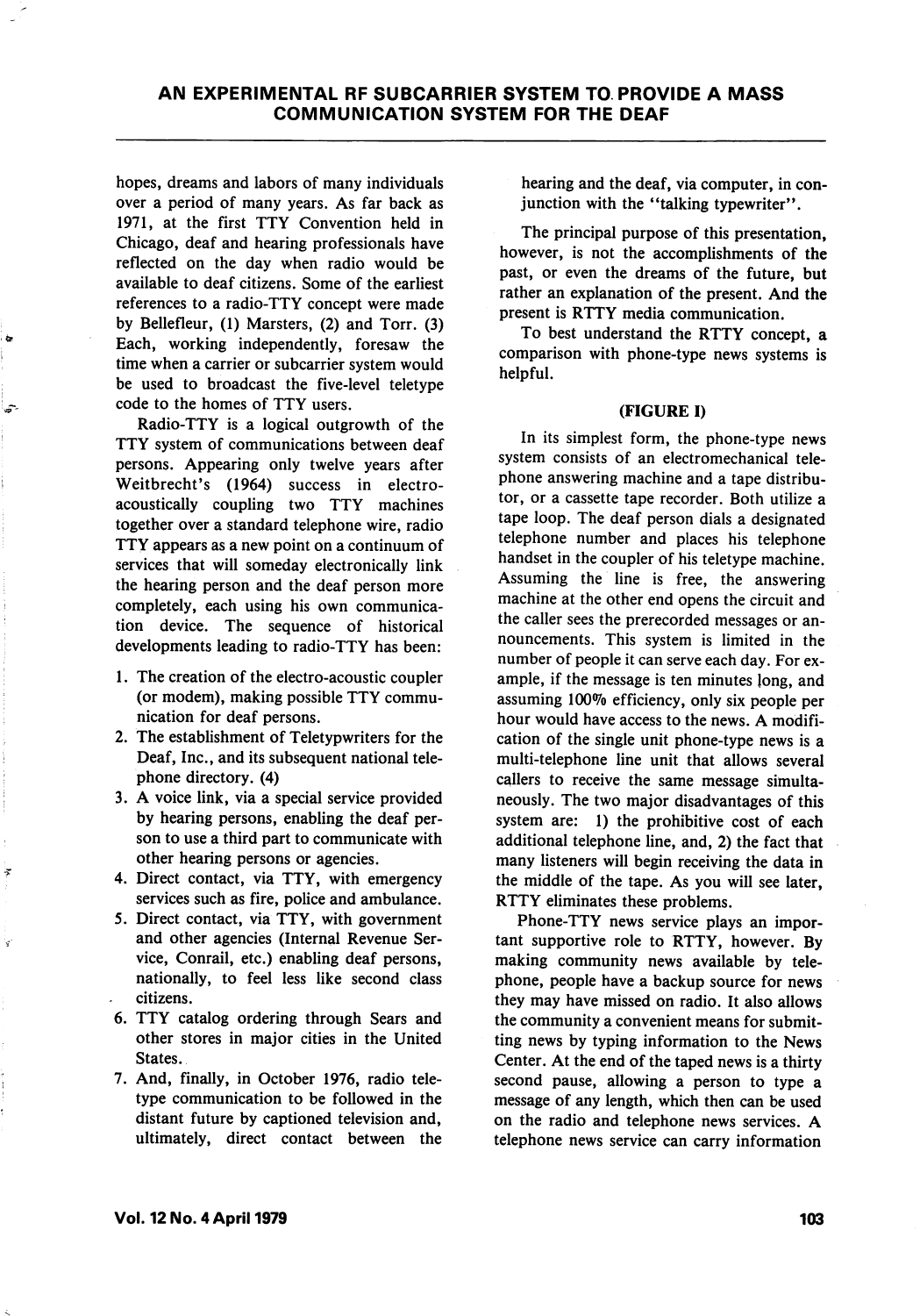hopes, dreams and labors of many individuals over a period of many years. As far back as 1971, at the first TTY Convention held in Chicago, deaf and hearing professionals have reflected on the day when radio would be available to deaf citizens. Some of the earliest references to a radio-TTY concept were made by Bellefleur, (1) Marsters, (2) and Torr. (3) Each, working independently, foresaw the time when a carrier or subcarrier system would be used to broadcast the five-level teletype code to the homes of TTY users.

Radio-TTY is a logical outgrowth of the TTY system of communications between deaf persons. Appearing only twelve years after Weitbrecht's (1964) success in electro-acoustically coupling two TTY machines together over a standard telephone wire, radio TTY appears as a new point on a continuum of services that will someday electronically link the hearing person and the deaf person more completely, each using his own communication device. The sequence of historical developments leading to radio-TTY has been:

1. The creation of the electro-acoustic coupler (or modem), making possible TTY communication for deaf persons.
2. The establishment of Teletypwriters for the Deaf, Inc., and its subsequent national telephone directory. (4)
3. A voice link, via a special service provided by hearing persons, enabling the deaf person to use a third part to communicate with other hearing persons or agencies.
4. Direct contact, via TTY, with emergency services such as fire, police and ambulance.
5. Direct contact, via TTY, with government and other agencies (Internal Revenue Service, Conrail, etc.) enabling deaf persons, nationally, to feel less like second class citizens.
6. TTY catalog ordering through Sears and other stores in major cities in the United States.
7. And, finally, in October 1976, radio teletype communication to be followed in the distant future by captioned television and, ultimately, direct contact between the hearing and the deaf, via computer, in conjunction with the "talking typewriter".

The principal purpose of this presentation, however, is not the accomplishments of the past, or even the dreams of the future, but rather an explanation of the present. And the present is RTTY media communication.

To best understand the RTTY concept, a comparison with phone-type news systems is helpful.

**(FIGURE I)**

In its simplest form, the phone-type news system consists of an electromechanical telephone answering machine and a tape distributor, or a cassette tape recorder. Both utilize a tape loop. The deaf person dials a designated telephone number and places his telephone handset in the coupler of his teletype machine. Assuming the line is free, the answering machine at the other end opens the circuit and the caller sees the prerecorded messages or announcements. This system is limited in the number of people it can serve each day. For example, if the message is ten minutes long, and assuming 100% efficiency, only six people per hour would have access to the news. A modification of the single unit phone-type news is a multi-telephone line unit that allows several callers to receive the same message simultaneously. The two major disadvantages of this system are: 1) the prohibitive cost of each additional telephone line, and, 2) the fact that many listeners will begin receiving the data in the middle of the tape. As you will see later, RTTY eliminates these problems.

Phone-TTY news service plays an important supportive role to RTTY, however. By making community news available by telephone, people have a backup source for news they may have missed on radio. It also allows the community a convenient means for submitting news by typing information to the News Center. At the end of the taped news is a thirty second pause, allowing a person to type a message of any length, which then can be used on the radio and telephone news services. A telephone news service can carry information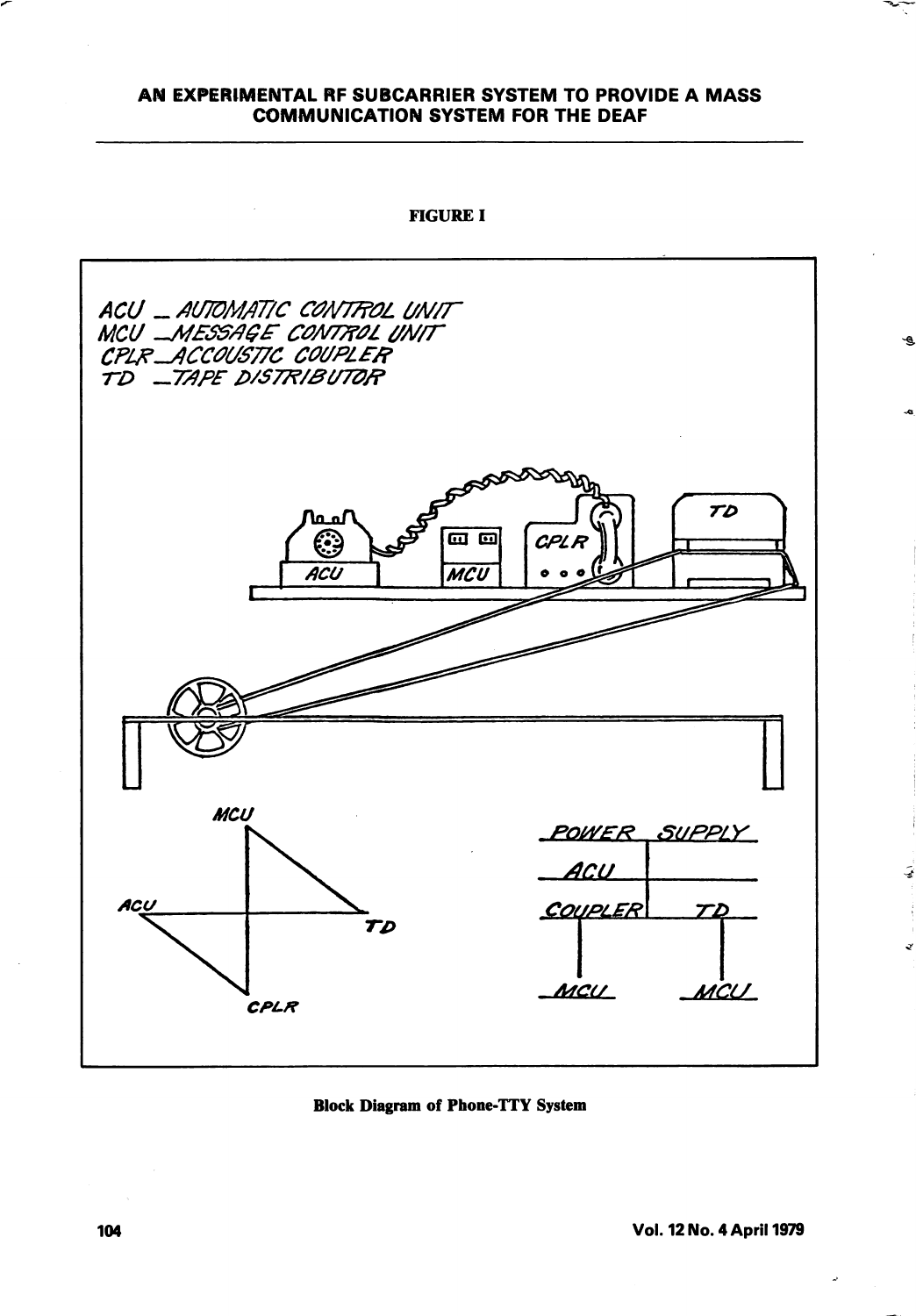**FIGURE I**

ACU — AUTOMATIC CONTROL UNIT
MCU — MESSAGE CONTROL UNIT
CPLR — ACCOUSTIC COUPLER
TD — TAPE DISTRIBUTOR

**Block Diagram of Phone-TTY System**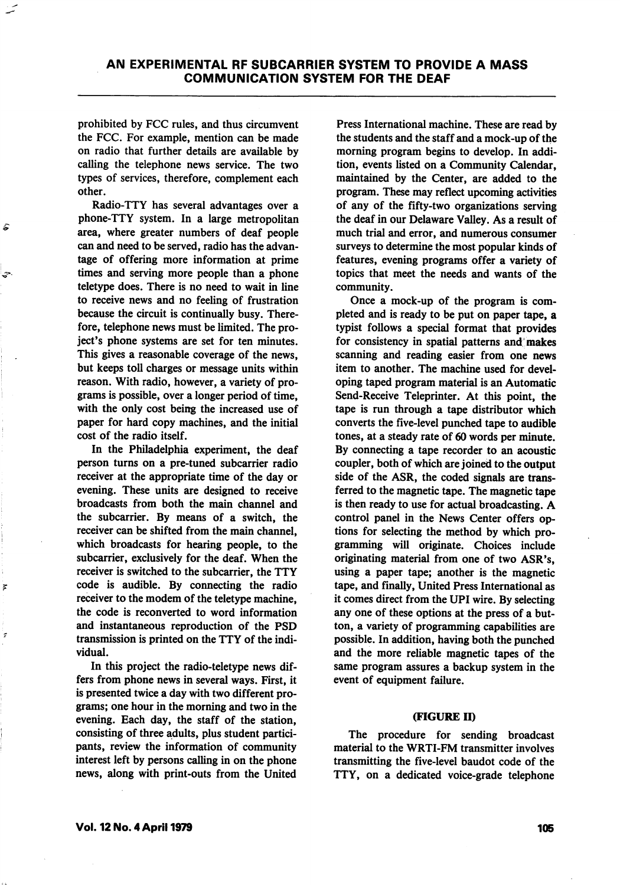prohibited by FCC rules, and thus circumvent the FCC. For example, mention can be made on radio that further details are available by calling the telephone news service. The two types of services, therefore, complement each other.

Radio-TTY has several advantages over a phone-TTY system. In a large metropolitan area, where greater numbers of deaf people can and need to be served, radio has the advantage of offering more information at prime times and serving more people than a phone teletype does. There is no need to wait in line to receive news and no feeling of frustration because the circuit is continually busy. Therefore, telephone news must be limited. The project's phone systems are set for ten minutes. This gives a reasonable coverage of the news, but keeps toll charges or message units within reason. With radio, however, a variety of programs is possible, over a longer period of time, with the only cost being the increased use of paper for hard copy machines, and the initial cost of the radio itself.

In the Philadelphia experiment, the deaf person turns on a pre-tuned subcarrier radio receiver at the appropriate time of the day or evening. These units are designed to receive broadcasts from both the main channel and the subcarrier. By means of a switch, the receiver can be shifted from the main channel, which broadcasts for hearing people, to the subcarrier, exclusively for the deaf. When the receiver is switched to the subcarrier, the TTY code is audible. By connecting the radio receiver to the modem of the teletype machine, the code is reconverted to word information and instantaneous reproduction of the PSD transmission is printed on the TTY of the individual.

In this project the radio-teletype news differs from phone news in several ways. First, it is presented twice a day with two different programs; one hour in the morning and two in the evening. Each day, the staff of the station, consisting of three adults, plus student participants, review the information of community interest left by persons calling in on the phone news, along with print-outs from the United Press International machine. These are read by the students and the staff and a mock-up of the morning program begins to develop. In addition, events listed on a Community Calendar, maintained by the Center, are added to the program. These may reflect upcoming activities of any of the fifty-two organizations serving the deaf in our Delaware Valley. As a result of much trial and error, and numerous consumer surveys to determine the most popular kinds of features, evening programs offer a variety of topics that meet the needs and wants of the community.

Once a mock-up of the program is completed and is ready to be put on paper tape, a typist follows a special format that provides for consistency in spatial patterns and makes scanning and reading easier from one news item to another. The machine used for developing taped program material is an Automatic Send-Receive Teleprinter. At this point, the tape is run through a tape distributor which converts the five-level punched tape to audible tones, at a steady rate of 60 words per minute. By connecting a tape recorder to an acoustic coupler, both of which are joined to the output side of the ASR, the coded signals are transferred to the magnetic tape. The magnetic tape is then ready to use for actual broadcasting. A control panel in the News Center offers options for selecting the method by which programming will originate. Choices include originating material from one of two ASR's, using a paper tape; another is the magnetic tape, and finally, United Press International as it comes direct from the UPI wire. By selecting any one of these options at the press of a button, a variety of programming capabilities are possible. In addition, having both the punched and the more reliable magnetic tapes of the same program assures a backup system in the event of equipment failure.

**(FIGURE II)**

The procedure for sending broadcast material to the WRTI-FM transmitter involves transmitting the five-level baudot code of the TTY, on a dedicated voice-grade telephone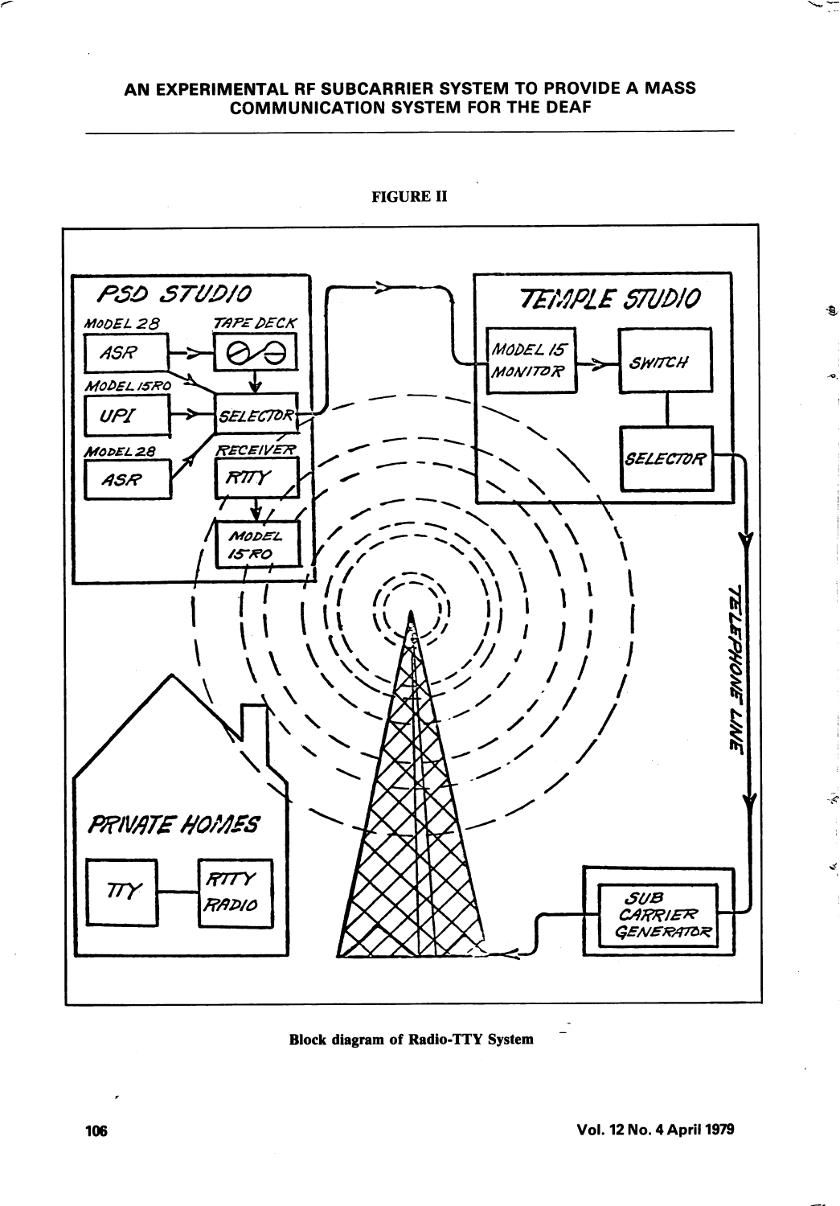FIGURE II

**Block diagram of Radio-TTY System**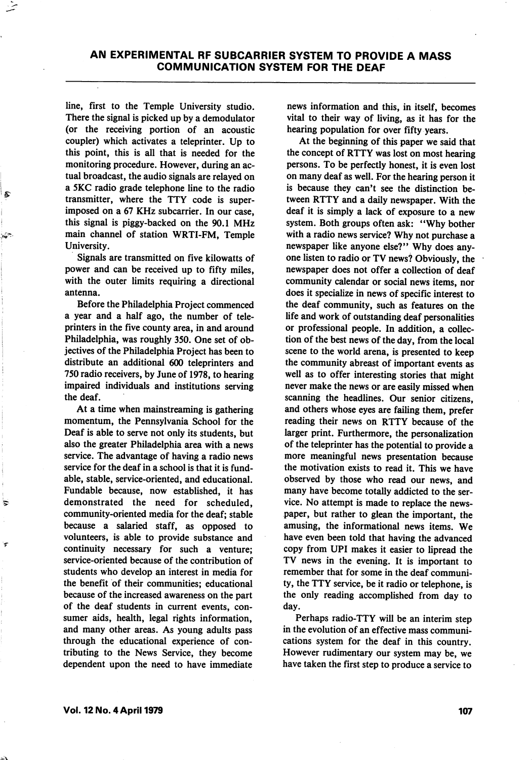line, first to the Temple University studio. There the signal is picked up by a demodulator (or the receiving portion of an acoustic coupler) which activates a teleprinter. Up to this point, this is all that is needed for the monitoring procedure. However, during an actual broadcast, the audio signals are relayed on a 5KC radio grade telephone line to the radio transmitter, where the TTY code is superimposed on a 67 KHz subcarrier. In our case, this signal is piggy-backed on the 90.1 MHz main channel of station WRTI-FM, Temple University.

Signals are transmitted on five kilowatts of power and can be received up to fifty miles, with the outer limits requiring a directional antenna.

Before the Philadelphia Project commenced a year and a half ago, the number of teleprinters in the five county area, in and around Philadelphia, was roughly 350. One set of objectives of the Philadelphia Project has been to distribute an additional 600 teleprinters and 750 radio receivers, by June of 1978, to hearing impaired individuals and institutions serving the deaf.

At a time when mainstreaming is gathering momentum, the Pennsylvania School for the Deaf is able to serve not only its students, but also the greater Philadelphia area with a news service. The advantage of having a radio news service for the deaf in a school is that it is fundable, stable, service-oriented, and educational. Fundable because, now established, it has demonstrated the need for scheduled, community-oriented media for the deaf; stable because a salaried staff, as opposed to volunteers, is able to provide substance and continuity necessary for such a venture; service-oriented because of the contribution of students who develop an interest in media for the benefit of their communities; educational because of the increased awareness on the part of the deaf students in current events, consumer aids, health, legal rights information, and many other areas. As young adults pass through the educational experience of contributing to the News Service, they become dependent upon the need to have immediate news information and this, in itself, becomes vital to their way of living, as it has for the hearing population for over fifty years.

At the beginning of this paper we said that the concept of RTTY was lost on most hearing persons. To be perfectly honest, it is even lost on many deaf as well. For the hearing person it is because they can't see the distinction between RTTY and a daily newspaper. With the deaf it is simply a lack of exposure to a new system. Both groups often ask: "Why bother with a radio news service? Why not purchase a newspaper like anyone else?" Why does anyone listen to radio or TV news? Obviously, the newspaper does not offer a collection of deaf community calendar or social news items, nor does it specialize in news of specific interest to the deaf community, such as features on the life and work of outstanding deaf personalities or professional people. In addition, a collection of the best news of the day, from the local scene to the world arena, is presented to keep the community abreast of important events as well as to offer interesting stories that might never make the news or are easily missed when scanning the headlines. Our senior citizens, and others whose eyes are failing them, prefer reading their news on RTTY because of the larger print. Furthermore, the personalization of the teleprinter has the potential to provide a more meaningful news presentation because the motivation exists to read it. This we have observed by those who read our news, and many have become totally addicted to the service. No attempt is made to replace the newspaper, but rather to glean the important, the amusing, the informational news items. We have even been told that having the advanced copy from UPI makes it easier to lipread the TV news in the evening. It is important to remember that for some in the deaf community, the TTY service, be it radio or telephone, is the only reading accomplished from day to day.

Perhaps radio-TTY will be an interim step in the evolution of an effective mass communications system for the deaf in this country. However rudimentary our system may be, we have taken the first step to produce a service to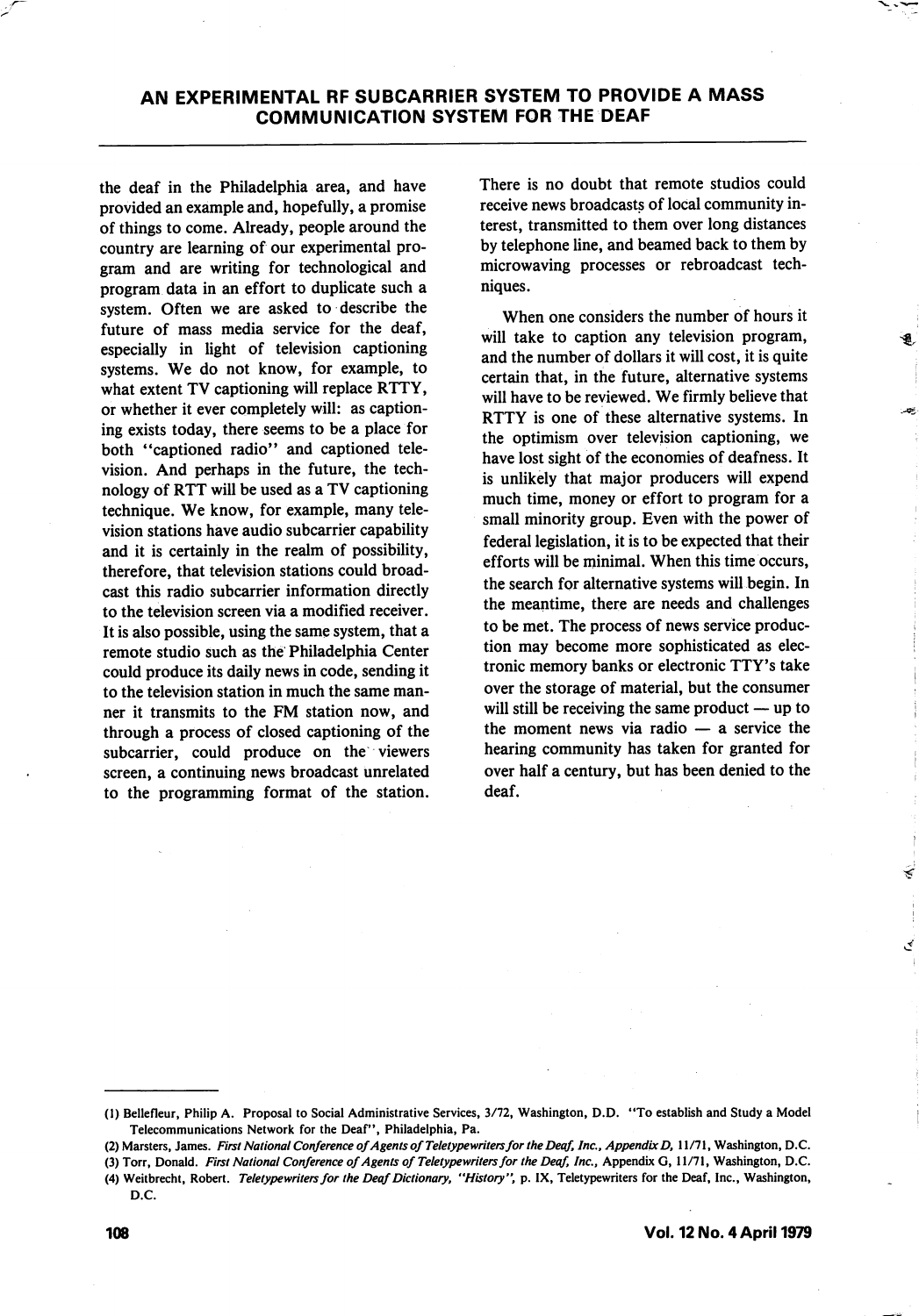the deaf in the Philadelphia area, and have provided an example and, hopefully, a promise of things to come. Already, people around the country are learning of our experimental program and are writing for technological and program data in an effort to duplicate such a system. Often we are asked to describe the future of mass media service for the deaf, especially in light of television captioning systems. We do not know, for example, to what extent TV captioning will replace RTTY, or whether it ever completely will: as captioning exists today, there seems to be a place for both "captioned radio" and captioned television. And perhaps in the future, the technology of RTT will be used as a TV captioning technique. We know, for example, many television stations have audio subcarrier capability and it is certainly in the realm of possibility, therefore, that television stations could broadcast this radio subcarrier information directly to the television screen via a modified receiver. It is also possible, using the same system, that a remote studio such as the Philadelphia Center could produce its daily news in code, sending it to the television station in much the same manner it transmits to the FM station now, and through a process of closed captioning of the subcarrier, could produce on the viewers screen, a continuing news broadcast unrelated to the programming format of the station. There is no doubt that remote studios could receive news broadcasts of local community interest, transmitted to them over long distances by telephone line, and beamed back to them by microwaving processes or rebroadcast techniques.

When one considers the number of hours it will take to caption any television program, and the number of dollars it will cost, it is quite certain that, in the future, alternative systems will have to be reviewed. We firmly believe that RTTY is one of these alternative systems. In the optimism over television captioning, we have lost sight of the economies of deafness. It is unlikely that major producers will expend much time, money or effort to program for a small minority group. Even with the power of federal legislation, it is to be expected that their efforts will be minimal. When this time occurs, the search for alternative systems will begin. In the meantime, there are needs and challenges to be met. The process of news service production may become more sophisticated as electronic memory banks or electronic TTY's take over the storage of material, but the consumer will still be receiving the same product — up to the moment news via radio — a service the hearing community has taken for granted for over half a century, but has been denied to the deaf.

---

(1) Bellefleur, Philip A. Proposal to Social Administrative Services, 3/72, Washington, D.D. "To establish and Study a Model Telecommunications Network for the Deaf", Philadelphia, Pa.

(2) Marsters, James. *First National Conference of Agents of Teletypewriters for the Deaf, Inc., Appendix D,* 11/71, Washington, D.C.

(3) Torr, Donald. *First National Conference of Agents of Teletypewriters for the Deaf, Inc.,* Appendix G, 11/71, Washington, D.C.

(4) Weitbrecht, Robert. *Teletypewriters for the Deaf Dictionary, "History",* p. IX, Teletypewriters for the Deaf, Inc., Washington, D.C.